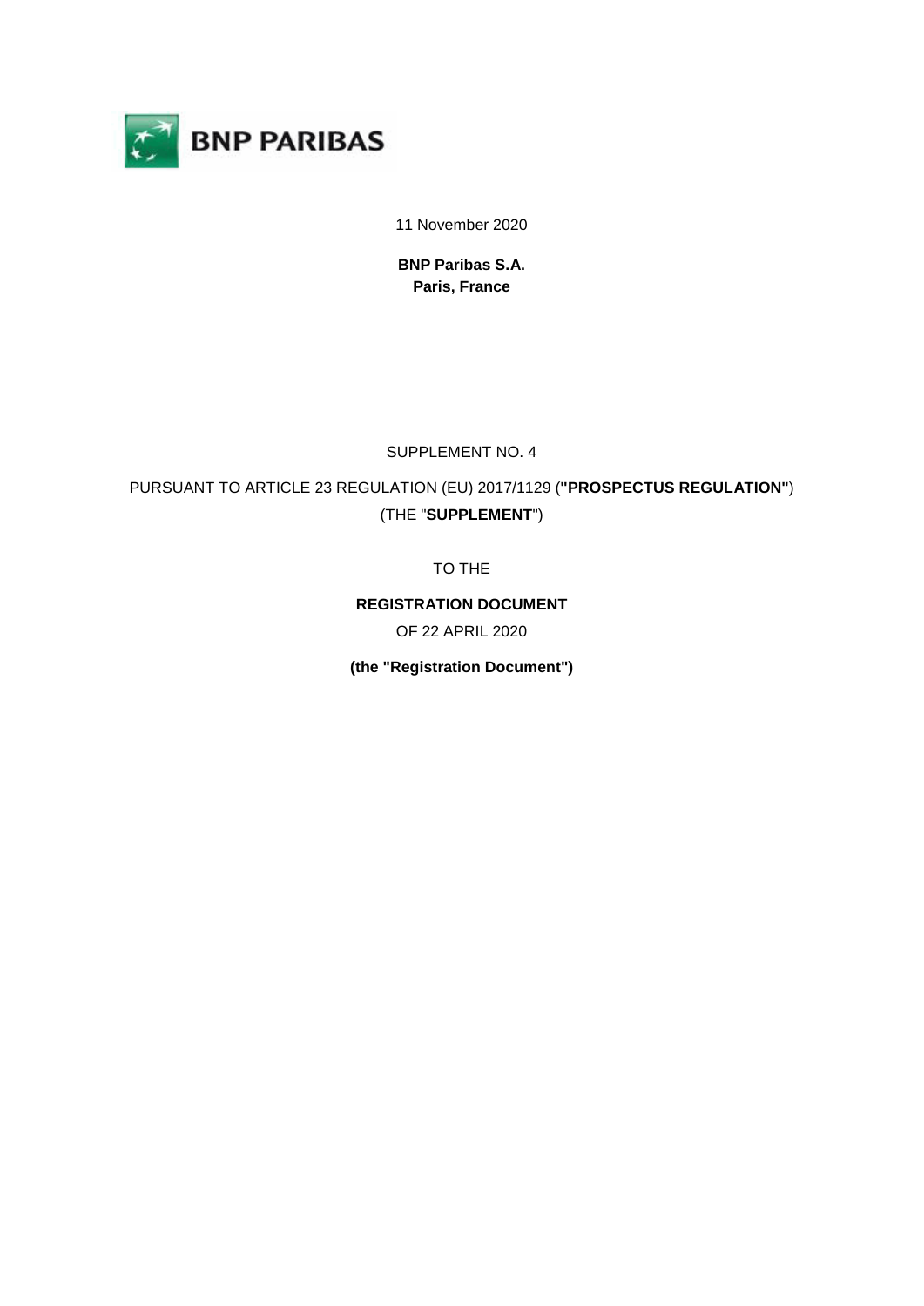BNP PARIBAS

11 November 2020

---

**BNP Paribas S.A.**
**Paris, France**

SUPPLEMENT NO. 4

PURSUANT TO ARTICLE 23 REGULATION (EU) 2017/1129 (**"PROSPECTUS REGULATION"**) (THE "**SUPPLEMENT**")

TO THE

**REGISTRATION DOCUMENT**

OF 22 APRIL 2020

**(the "Registration Document")**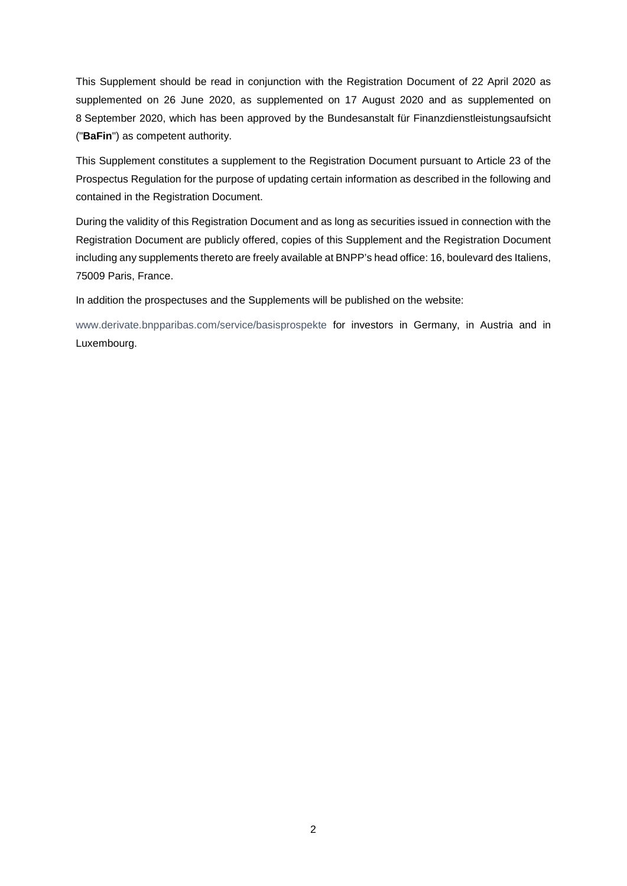This Supplement should be read in conjunction with the Registration Document of 22 April 2020 as supplemented on 26 June 2020, as supplemented on 17 August 2020 and as supplemented on 8 September 2020, which has been approved by the Bundesanstalt für Finanzdienstleistungsaufsicht ("**BaFin**") as competent authority.

This Supplement constitutes a supplement to the Registration Document pursuant to Article 23 of the Prospectus Regulation for the purpose of updating certain information as described in the following and contained in the Registration Document.

During the validity of this Registration Document and as long as securities issued in connection with the Registration Document are publicly offered, copies of this Supplement and the Registration Document including any supplements thereto are freely available at BNPP's head office: 16, boulevard des Italiens, 75009 Paris, France.

In addition the prospectuses and the Supplements will be published on the website:

www.derivate.bnpparibas.com/service/basisprospekte for investors in Germany, in Austria and in Luxembourg.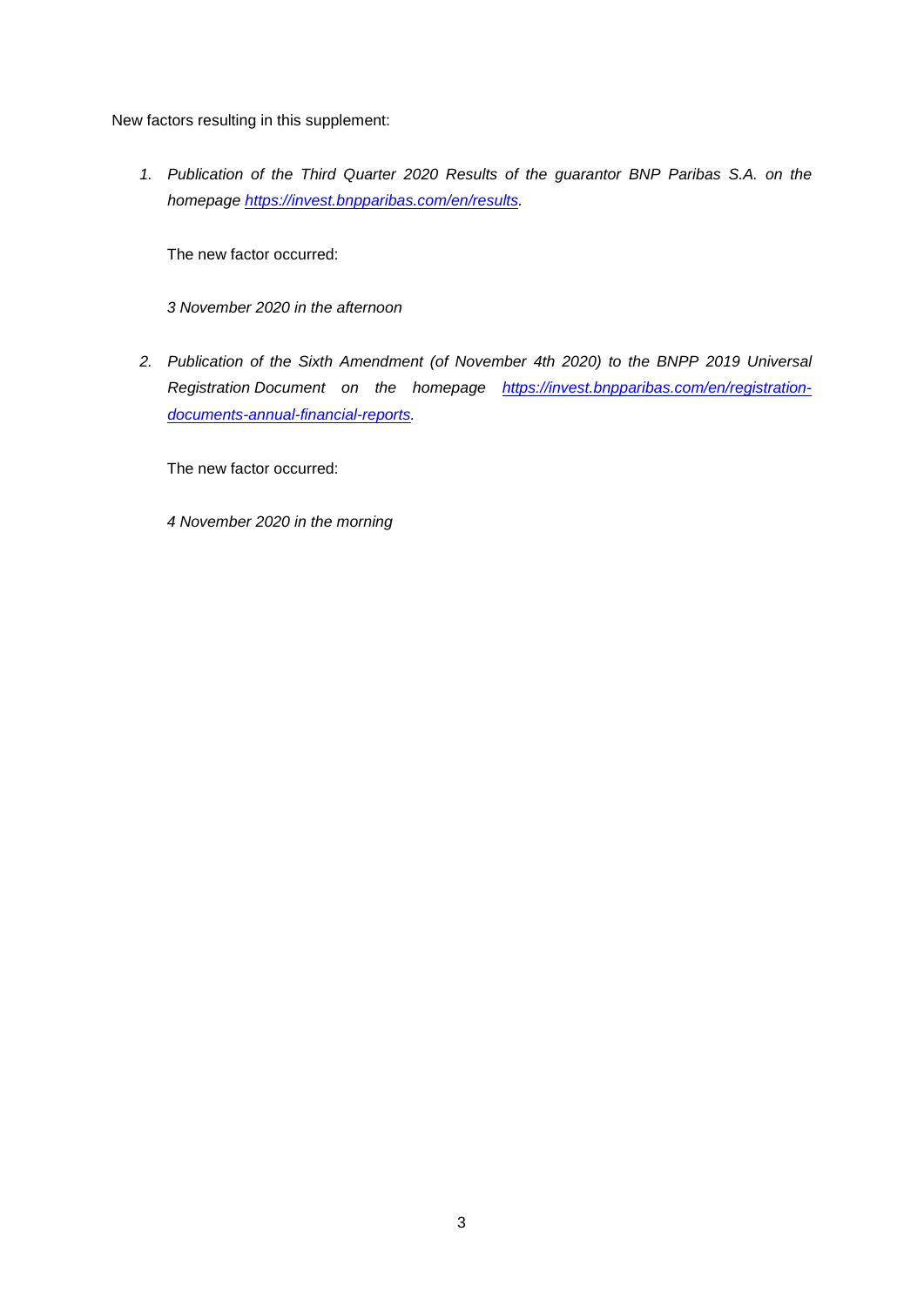New factors resulting in this supplement:

1. *Publication of the Third Quarter 2020 Results of the guarantor BNP Paribas S.A. on the homepage [https://invest.bnpparibas.com/en/results](https://invest.bnpparibas.com/en/results).*

   The new factor occurred:

   *3 November 2020 in the afternoon*

2. *Publication of the Sixth Amendment (of November 4th 2020) to the BNPP 2019 Universal Registration Document on the homepage [https://invest.bnpparibas.com/en/registration-documents-annual-financial-reports](https://invest.bnpparibas.com/en/registration-documents-annual-financial-reports).*

   The new factor occurred:

   *4 November 2020 in the morning*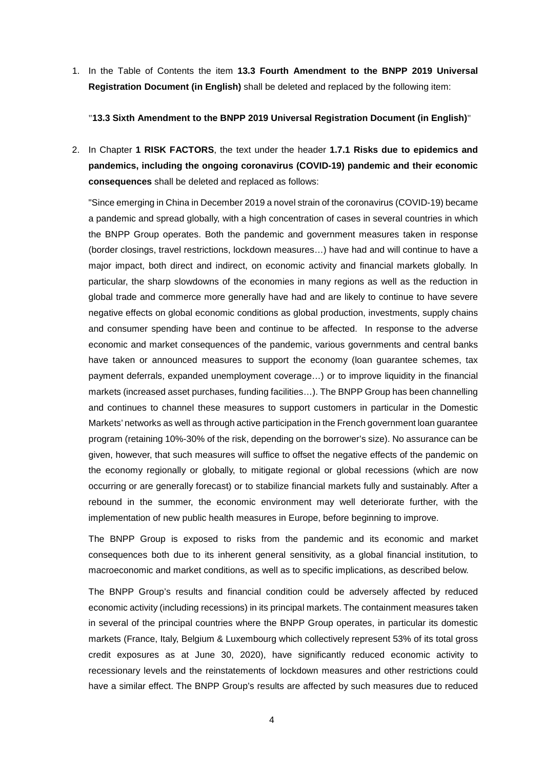1. In the Table of Contents the item **13.3 Fourth Amendment to the BNPP 2019 Universal Registration Document (in English)** shall be deleted and replaced by the following item:

   "**13.3 Sixth Amendment to the BNPP 2019 Universal Registration Document (in English)**"

2. In Chapter **1 RISK FACTORS**, the text under the header **1.7.1 Risks due to epidemics and pandemics, including the ongoing coronavirus (COVID-19) pandemic and their economic consequences** shall be deleted and replaced as follows:

   "Since emerging in China in December 2019 a novel strain of the coronavirus (COVID-19) became a pandemic and spread globally, with a high concentration of cases in several countries in which the BNPP Group operates. Both the pandemic and government measures taken in response (border closings, travel restrictions, lockdown measures…) have had and will continue to have a major impact, both direct and indirect, on economic activity and financial markets globally. In particular, the sharp slowdowns of the economies in many regions as well as the reduction in global trade and commerce more generally have had and are likely to continue to have severe negative effects on global economic conditions as global production, investments, supply chains and consumer spending have been and continue to be affected. In response to the adverse economic and market consequences of the pandemic, various governments and central banks have taken or announced measures to support the economy (loan guarantee schemes, tax payment deferrals, expanded unemployment coverage…) or to improve liquidity in the financial markets (increased asset purchases, funding facilities…). The BNPP Group has been channelling and continues to channel these measures to support customers in particular in the Domestic Markets' networks as well as through active participation in the French government loan guarantee program (retaining 10%-30% of the risk, depending on the borrower's size). No assurance can be given, however, that such measures will suffice to offset the negative effects of the pandemic on the economy regionally or globally, to mitigate regional or global recessions (which are now occurring or are generally forecast) or to stabilize financial markets fully and sustainably. After a rebound in the summer, the economic environment may well deteriorate further, with the implementation of new public health measures in Europe, before beginning to improve.

   The BNPP Group is exposed to risks from the pandemic and its economic and market consequences both due to its inherent general sensitivity, as a global financial institution, to macroeconomic and market conditions, as well as to specific implications, as described below.

   The BNPP Group's results and financial condition could be adversely affected by reduced economic activity (including recessions) in its principal markets. The containment measures taken in several of the principal countries where the BNPP Group operates, in particular its domestic markets (France, Italy, Belgium & Luxembourg which collectively represent 53% of its total gross credit exposures as at June 30, 2020), have significantly reduced economic activity to recessionary levels and the reinstatements of lockdown measures and other restrictions could have a similar effect. The BNPP Group's results are affected by such measures due to reduced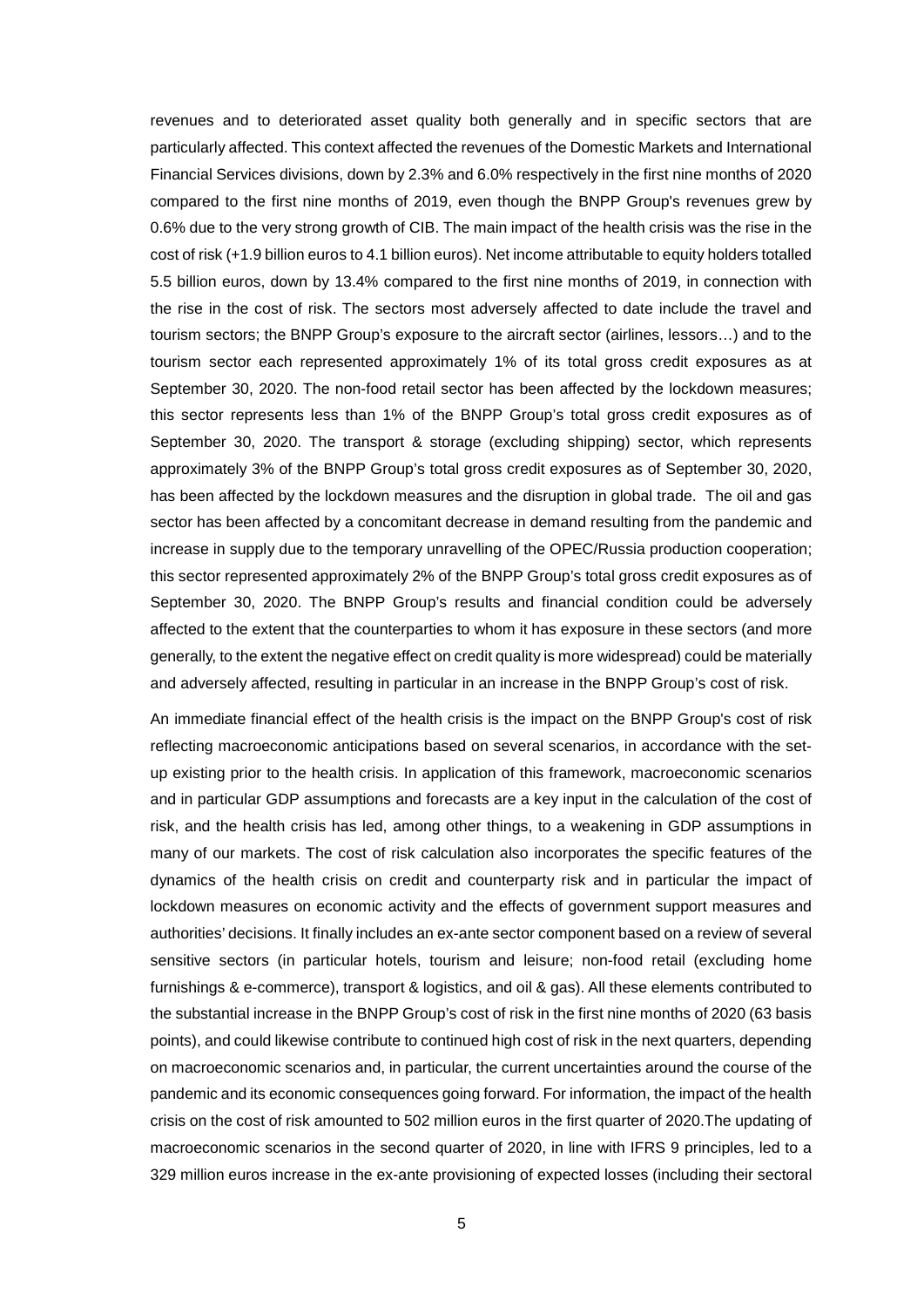revenues and to deteriorated asset quality both generally and in specific sectors that are particularly affected. This context affected the revenues of the Domestic Markets and International Financial Services divisions, down by 2.3% and 6.0% respectively in the first nine months of 2020 compared to the first nine months of 2019, even though the BNPP Group's revenues grew by 0.6% due to the very strong growth of CIB. The main impact of the health crisis was the rise in the cost of risk (+1.9 billion euros to 4.1 billion euros). Net income attributable to equity holders totalled 5.5 billion euros, down by 13.4% compared to the first nine months of 2019, in connection with the rise in the cost of risk. The sectors most adversely affected to date include the travel and tourism sectors; the BNPP Group's exposure to the aircraft sector (airlines, lessors…) and to the tourism sector each represented approximately 1% of its total gross credit exposures as at September 30, 2020. The non-food retail sector has been affected by the lockdown measures; this sector represents less than 1% of the BNPP Group's total gross credit exposures as of September 30, 2020. The transport & storage (excluding shipping) sector, which represents approximately 3% of the BNPP Group's total gross credit exposures as of September 30, 2020, has been affected by the lockdown measures and the disruption in global trade. The oil and gas sector has been affected by a concomitant decrease in demand resulting from the pandemic and increase in supply due to the temporary unravelling of the OPEC/Russia production cooperation; this sector represented approximately 2% of the BNPP Group's total gross credit exposures as of September 30, 2020. The BNPP Group's results and financial condition could be adversely affected to the extent that the counterparties to whom it has exposure in these sectors (and more generally, to the extent the negative effect on credit quality is more widespread) could be materially and adversely affected, resulting in particular in an increase in the BNPP Group's cost of risk.

An immediate financial effect of the health crisis is the impact on the BNPP Group's cost of risk reflecting macroeconomic anticipations based on several scenarios, in accordance with the set-up existing prior to the health crisis. In application of this framework, macroeconomic scenarios and in particular GDP assumptions and forecasts are a key input in the calculation of the cost of risk, and the health crisis has led, among other things, to a weakening in GDP assumptions in many of our markets. The cost of risk calculation also incorporates the specific features of the dynamics of the health crisis on credit and counterparty risk and in particular the impact of lockdown measures on economic activity and the effects of government support measures and authorities' decisions. It finally includes an ex-ante sector component based on a review of several sensitive sectors (in particular hotels, tourism and leisure; non-food retail (excluding home furnishings & e-commerce), transport & logistics, and oil & gas). All these elements contributed to the substantial increase in the BNPP Group's cost of risk in the first nine months of 2020 (63 basis points), and could likewise contribute to continued high cost of risk in the next quarters, depending on macroeconomic scenarios and, in particular, the current uncertainties around the course of the pandemic and its economic consequences going forward. For information, the impact of the health crisis on the cost of risk amounted to 502 million euros in the first quarter of 2020.The updating of macroeconomic scenarios in the second quarter of 2020, in line with IFRS 9 principles, led to a 329 million euros increase in the ex-ante provisioning of expected losses (including their sectoral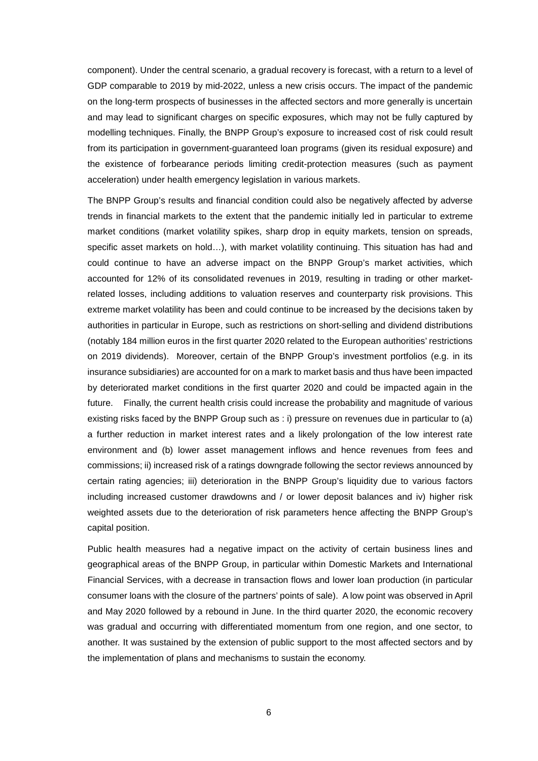component). Under the central scenario, a gradual recovery is forecast, with a return to a level of GDP comparable to 2019 by mid-2022, unless a new crisis occurs. The impact of the pandemic on the long-term prospects of businesses in the affected sectors and more generally is uncertain and may lead to significant charges on specific exposures, which may not be fully captured by modelling techniques. Finally, the BNPP Group's exposure to increased cost of risk could result from its participation in government-guaranteed loan programs (given its residual exposure) and the existence of forbearance periods limiting credit-protection measures (such as payment acceleration) under health emergency legislation in various markets.

The BNPP Group's results and financial condition could also be negatively affected by adverse trends in financial markets to the extent that the pandemic initially led in particular to extreme market conditions (market volatility spikes, sharp drop in equity markets, tension on spreads, specific asset markets on hold…), with market volatility continuing. This situation has had and could continue to have an adverse impact on the BNPP Group's market activities, which accounted for 12% of its consolidated revenues in 2019, resulting in trading or other market-related losses, including additions to valuation reserves and counterparty risk provisions. This extreme market volatility has been and could continue to be increased by the decisions taken by authorities in particular in Europe, such as restrictions on short-selling and dividend distributions (notably 184 million euros in the first quarter 2020 related to the European authorities' restrictions on 2019 dividends). Moreover, certain of the BNPP Group's investment portfolios (e.g. in its insurance subsidiaries) are accounted for on a mark to market basis and thus have been impacted by deteriorated market conditions in the first quarter 2020 and could be impacted again in the future. Finally, the current health crisis could increase the probability and magnitude of various existing risks faced by the BNPP Group such as : i) pressure on revenues due in particular to (a) a further reduction in market interest rates and a likely prolongation of the low interest rate environment and (b) lower asset management inflows and hence revenues from fees and commissions; ii) increased risk of a ratings downgrade following the sector reviews announced by certain rating agencies; iii) deterioration in the BNPP Group's liquidity due to various factors including increased customer drawdowns and / or lower deposit balances and iv) higher risk weighted assets due to the deterioration of risk parameters hence affecting the BNPP Group's capital position.

Public health measures had a negative impact on the activity of certain business lines and geographical areas of the BNPP Group, in particular within Domestic Markets and International Financial Services, with a decrease in transaction flows and lower loan production (in particular consumer loans with the closure of the partners' points of sale). A low point was observed in April and May 2020 followed by a rebound in June. In the third quarter 2020, the economic recovery was gradual and occurring with differentiated momentum from one region, and one sector, to another. It was sustained by the extension of public support to the most affected sectors and by the implementation of plans and mechanisms to sustain the economy.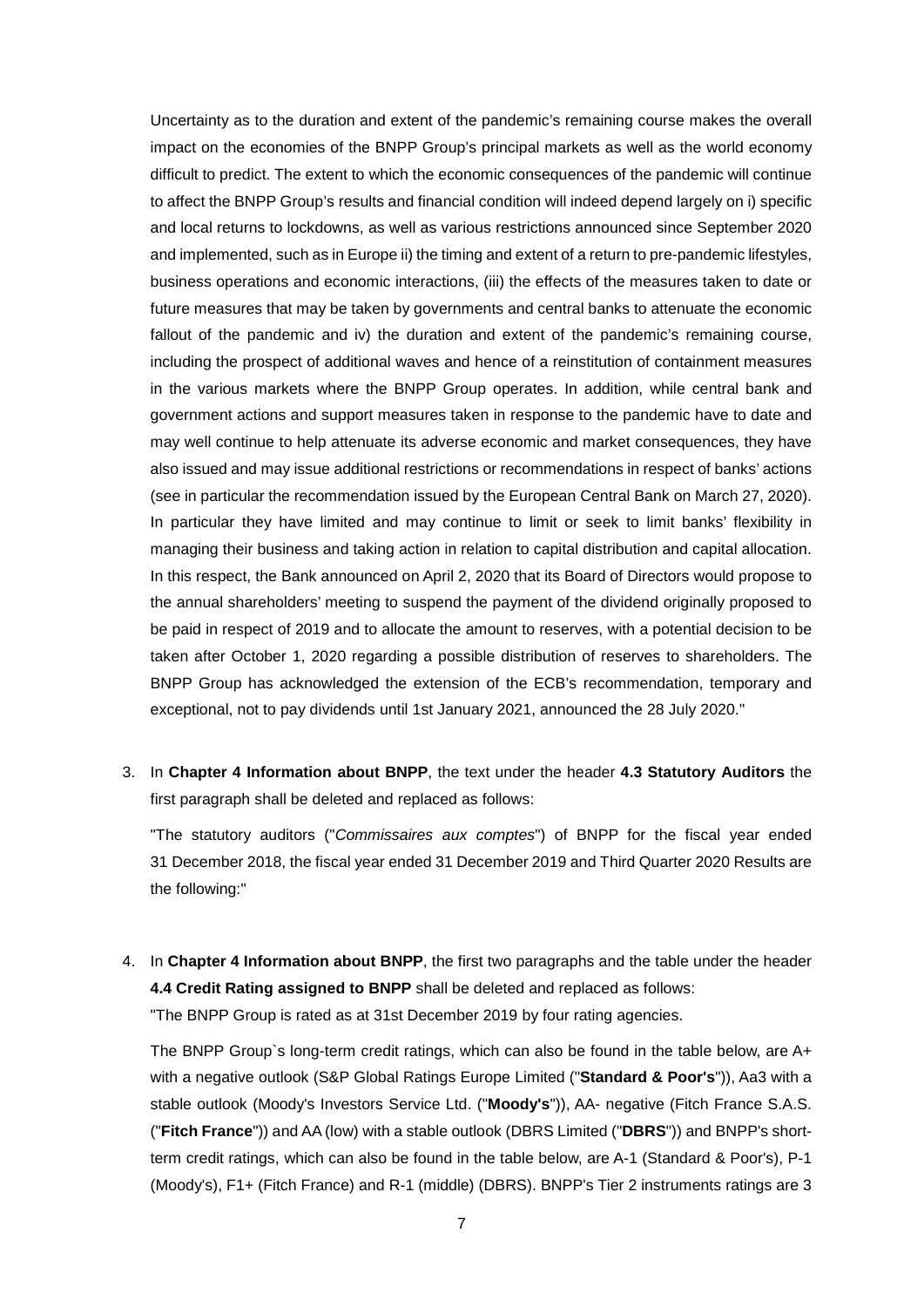Uncertainty as to the duration and extent of the pandemic's remaining course makes the overall impact on the economies of the BNPP Group's principal markets as well as the world economy difficult to predict. The extent to which the economic consequences of the pandemic will continue to affect the BNPP Group's results and financial condition will indeed depend largely on i) specific and local returns to lockdowns, as well as various restrictions announced since September 2020 and implemented, such as in Europe ii) the timing and extent of a return to pre-pandemic lifestyles, business operations and economic interactions, (iii) the effects of the measures taken to date or future measures that may be taken by governments and central banks to attenuate the economic fallout of the pandemic and iv) the duration and extent of the pandemic's remaining course, including the prospect of additional waves and hence of a reinstitution of containment measures in the various markets where the BNPP Group operates. In addition, while central bank and government actions and support measures taken in response to the pandemic have to date and may well continue to help attenuate its adverse economic and market consequences, they have also issued and may issue additional restrictions or recommendations in respect of banks' actions (see in particular the recommendation issued by the European Central Bank on March 27, 2020). In particular they have limited and may continue to limit or seek to limit banks' flexibility in managing their business and taking action in relation to capital distribution and capital allocation. In this respect, the Bank announced on April 2, 2020 that its Board of Directors would propose to the annual shareholders' meeting to suspend the payment of the dividend originally proposed to be paid in respect of 2019 and to allocate the amount to reserves, with a potential decision to be taken after October 1, 2020 regarding a possible distribution of reserves to shareholders. The BNPP Group has acknowledged the extension of the ECB's recommendation, temporary and exceptional, not to pay dividends until 1st January 2021, announced the 28 July 2020."

3. In **Chapter 4 Information about BNPP**, the text under the header **4.3 Statutory Auditors** the first paragraph shall be deleted and replaced as follows:

   "The statutory auditors ("*Commissaires aux comptes*") of BNPP for the fiscal year ended 31 December 2018, the fiscal year ended 31 December 2019 and Third Quarter 2020 Results are the following:"

4. In **Chapter 4 Information about BNPP**, the first two paragraphs and the table under the header **4.4 Credit Rating assigned to BNPP** shall be deleted and replaced as follows:
   "The BNPP Group is rated as at 31st December 2019 by four rating agencies.

   The BNPP Group`s long-term credit ratings, which can also be found in the table below, are A+ with a negative outlook (S&P Global Ratings Europe Limited ("**Standard & Poor's**")), Aa3 with a stable outlook (Moody's Investors Service Ltd. ("**Moody's**")), AA- negative (Fitch France S.A.S. ("**Fitch France**")) and AA (low) with a stable outlook (DBRS Limited ("**DBRS**")) and BNPP's short-term credit ratings, which can also be found in the table below, are A-1 (Standard & Poor's), P-1 (Moody's), F1+ (Fitch France) and R-1 (middle) (DBRS). BNPP's Tier 2 instruments ratings are 3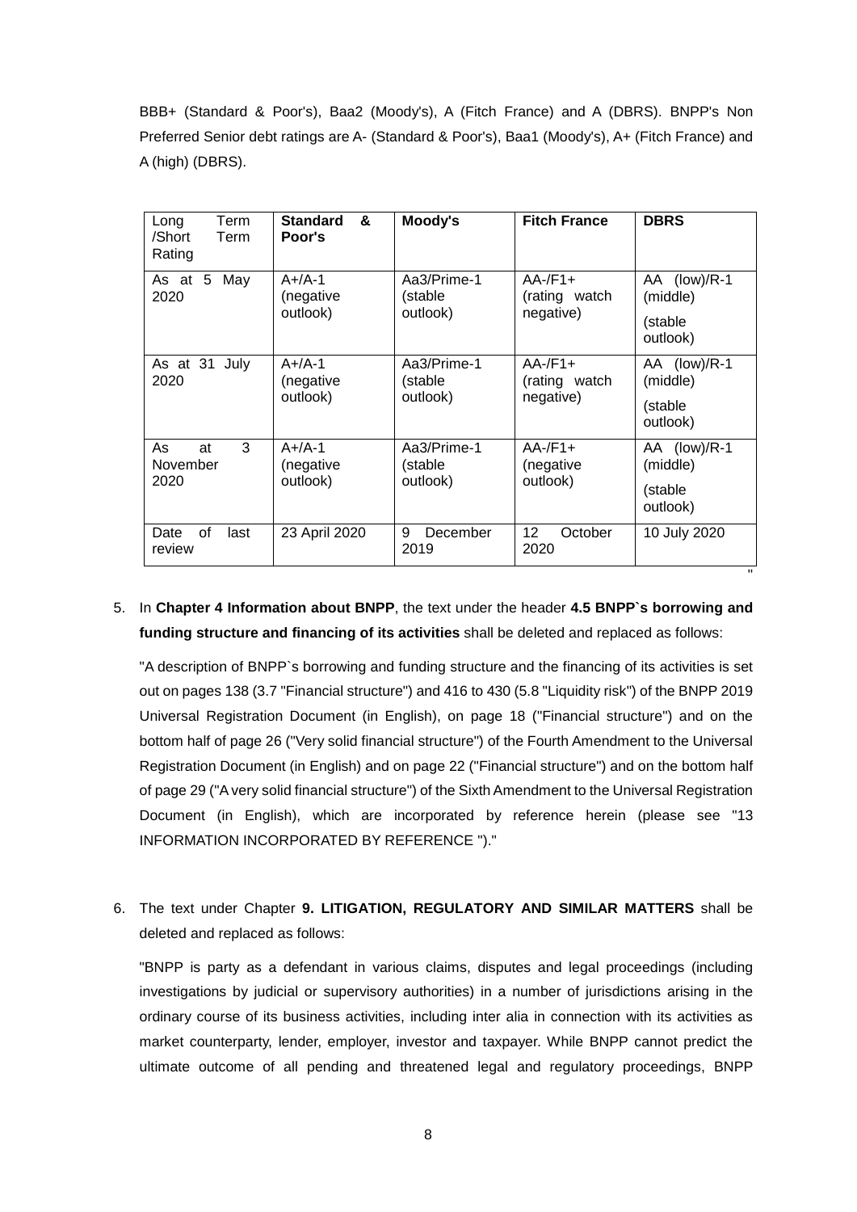BBB+ (Standard & Poor's), Baa2 (Moody's), A (Fitch France) and A (DBRS). BNPP's Non Preferred Senior debt ratings are A- (Standard & Poor's), Baa1 (Moody's), A+ (Fitch France) and A (high) (DBRS).

| Long Term /Short Term Rating | **Standard & Poor's** | **Moody's** | **Fitch France** | **DBRS** |
|---|---|---|---|---|
| As at 5 May 2020 | A+/A-1 (negative outlook) | Aa3/Prime-1 (stable outlook) | AA-/F1+ (rating watch negative) | AA (low)/R-1 (middle) (stable outlook) |
| As at 31 July 2020 | A+/A-1 (negative outlook) | Aa3/Prime-1 (stable outlook) | AA-/F1+ (rating watch negative) | AA (low)/R-1 (middle) (stable outlook) |
| As at 3 November 2020 | A+/A-1 (negative outlook) | Aa3/Prime-1 (stable outlook) | AA-/F1+ (negative outlook) | AA (low)/R-1 (middle) (stable outlook) |
| Date of last review | 23 April 2020 | 9 December 2019 | 12 October 2020 | 10 July 2020 |

"

5. In **Chapter 4 Information about BNPP**, the text under the header **4.5 BNPP`s borrowing and funding structure and financing of its activities** shall be deleted and replaced as follows:

   "A description of BNPP`s borrowing and funding structure and the financing of its activities is set out on pages 138 (3.7 "Financial structure") and 416 to 430 (5.8 "Liquidity risk") of the BNPP 2019 Universal Registration Document (in English), on page 18 ("Financial structure") and on the bottom half of page 26 ("Very solid financial structure") of the Fourth Amendment to the Universal Registration Document (in English) and on page 22 ("Financial structure") and on the bottom half of page 29 ("A very solid financial structure") of the Sixth Amendment to the Universal Registration Document (in English), which are incorporated by reference herein (please see "13 INFORMATION INCORPORATED BY REFERENCE ")."

6. The text under Chapter **9. LITIGATION, REGULATORY AND SIMILAR MATTERS** shall be deleted and replaced as follows:

   "BNPP is party as a defendant in various claims, disputes and legal proceedings (including investigations by judicial or supervisory authorities) in a number of jurisdictions arising in the ordinary course of its business activities, including inter alia in connection with its activities as market counterparty, lender, employer, investor and taxpayer. While BNPP cannot predict the ultimate outcome of all pending and threatened legal and regulatory proceedings, BNPP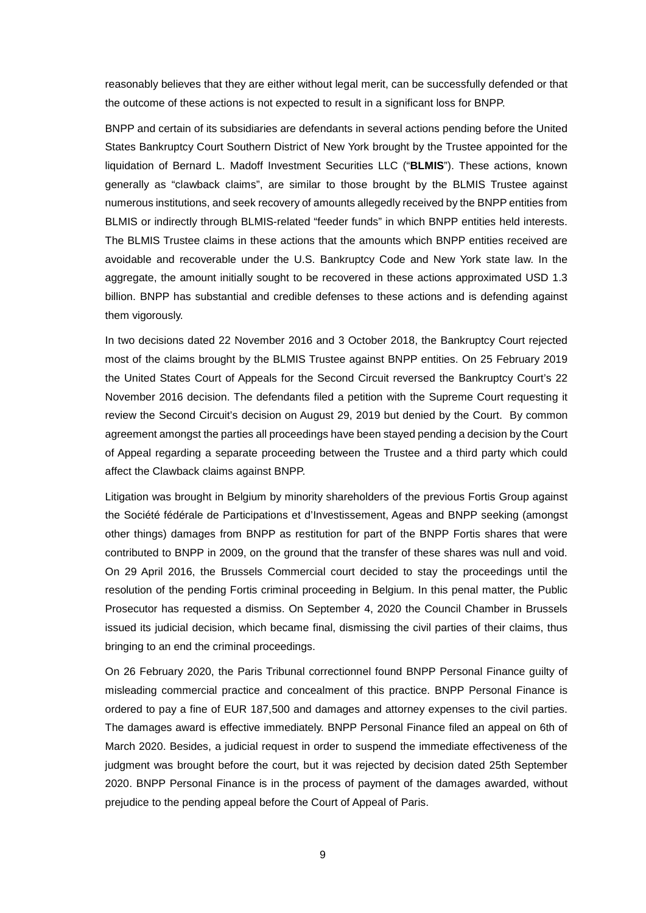reasonably believes that they are either without legal merit, can be successfully defended or that the outcome of these actions is not expected to result in a significant loss for BNPP.

BNPP and certain of its subsidiaries are defendants in several actions pending before the United States Bankruptcy Court Southern District of New York brought by the Trustee appointed for the liquidation of Bernard L. Madoff Investment Securities LLC ("**BLMIS**"). These actions, known generally as "clawback claims", are similar to those brought by the BLMIS Trustee against numerous institutions, and seek recovery of amounts allegedly received by the BNPP entities from BLMIS or indirectly through BLMIS-related "feeder funds" in which BNPP entities held interests. The BLMIS Trustee claims in these actions that the amounts which BNPP entities received are avoidable and recoverable under the U.S. Bankruptcy Code and New York state law. In the aggregate, the amount initially sought to be recovered in these actions approximated USD 1.3 billion. BNPP has substantial and credible defenses to these actions and is defending against them vigorously.

In two decisions dated 22 November 2016 and 3 October 2018, the Bankruptcy Court rejected most of the claims brought by the BLMIS Trustee against BNPP entities. On 25 February 2019 the United States Court of Appeals for the Second Circuit reversed the Bankruptcy Court's 22 November 2016 decision. The defendants filed a petition with the Supreme Court requesting it review the Second Circuit's decision on August 29, 2019 but denied by the Court. By common agreement amongst the parties all proceedings have been stayed pending a decision by the Court of Appeal regarding a separate proceeding between the Trustee and a third party which could affect the Clawback claims against BNPP.

Litigation was brought in Belgium by minority shareholders of the previous Fortis Group against the Société fédérale de Participations et d'Investissement, Ageas and BNPP seeking (amongst other things) damages from BNPP as restitution for part of the BNPP Fortis shares that were contributed to BNPP in 2009, on the ground that the transfer of these shares was null and void. On 29 April 2016, the Brussels Commercial court decided to stay the proceedings until the resolution of the pending Fortis criminal proceeding in Belgium. In this penal matter, the Public Prosecutor has requested a dismiss. On September 4, 2020 the Council Chamber in Brussels issued its judicial decision, which became final, dismissing the civil parties of their claims, thus bringing to an end the criminal proceedings.

On 26 February 2020, the Paris Tribunal correctionnel found BNPP Personal Finance guilty of misleading commercial practice and concealment of this practice. BNPP Personal Finance is ordered to pay a fine of EUR 187,500 and damages and attorney expenses to the civil parties. The damages award is effective immediately. BNPP Personal Finance filed an appeal on 6th of March 2020. Besides, a judicial request in order to suspend the immediate effectiveness of the judgment was brought before the court, but it was rejected by decision dated 25th September 2020. BNPP Personal Finance is in the process of payment of the damages awarded, without prejudice to the pending appeal before the Court of Appeal of Paris.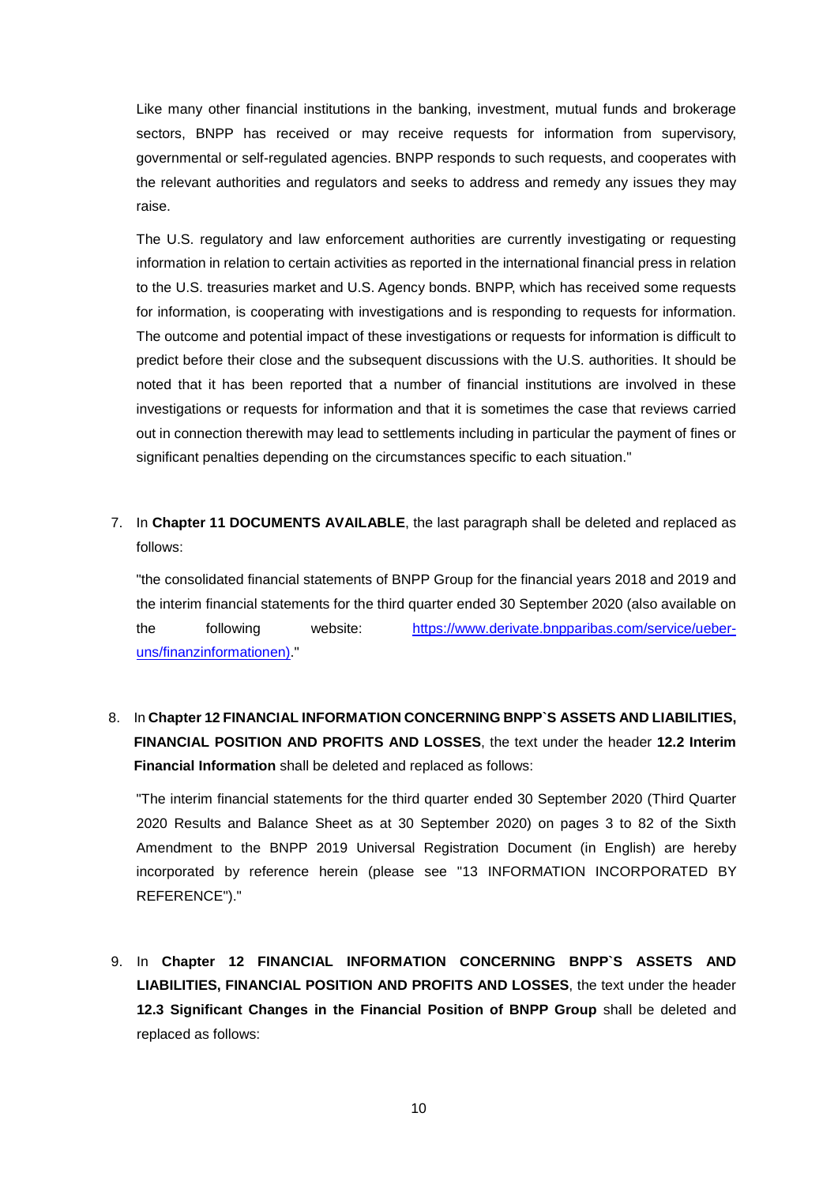Like many other financial institutions in the banking, investment, mutual funds and brokerage sectors, BNPP has received or may receive requests for information from supervisory, governmental or self-regulated agencies. BNPP responds to such requests, and cooperates with the relevant authorities and regulators and seeks to address and remedy any issues they may raise.

The U.S. regulatory and law enforcement authorities are currently investigating or requesting information in relation to certain activities as reported in the international financial press in relation to the U.S. treasuries market and U.S. Agency bonds. BNPP, which has received some requests for information, is cooperating with investigations and is responding to requests for information. The outcome and potential impact of these investigations or requests for information is difficult to predict before their close and the subsequent discussions with the U.S. authorities. It should be noted that it has been reported that a number of financial institutions are involved in these investigations or requests for information and that it is sometimes the case that reviews carried out in connection therewith may lead to settlements including in particular the payment of fines or significant penalties depending on the circumstances specific to each situation."

7. In **Chapter 11 DOCUMENTS AVAILABLE**, the last paragraph shall be deleted and replaced as follows:

   "the consolidated financial statements of BNPP Group for the financial years 2018 and 2019 and the interim financial statements for the third quarter ended 30 September 2020 (also available on the following website: https://www.derivate.bnpparibas.com/service/ueber-uns/finanzinformationen)."

8. In **Chapter 12 FINANCIAL INFORMATION CONCERNING BNPP`S ASSETS AND LIABILITIES, FINANCIAL POSITION AND PROFITS AND LOSSES**, the text under the header **12.2 Interim Financial Information** shall be deleted and replaced as follows:

   "The interim financial statements for the third quarter ended 30 September 2020 (Third Quarter 2020 Results and Balance Sheet as at 30 September 2020) on pages 3 to 82 of the Sixth Amendment to the BNPP 2019 Universal Registration Document (in English) are hereby incorporated by reference herein (please see "13 INFORMATION INCORPORATED BY REFERENCE")."

9. In **Chapter 12 FINANCIAL INFORMATION CONCERNING BNPP`S ASSETS AND LIABILITIES, FINANCIAL POSITION AND PROFITS AND LOSSES**, the text under the header **12.3 Significant Changes in the Financial Position of BNPP Group** shall be deleted and replaced as follows: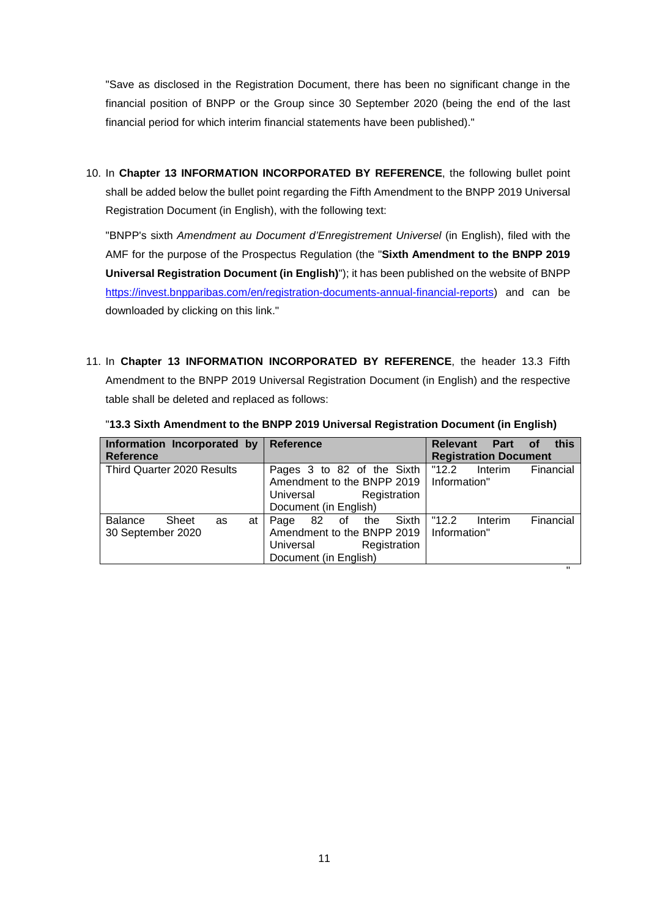"Save as disclosed in the Registration Document, there has been no significant change in the financial position of BNPP or the Group since 30 September 2020 (being the end of the last financial period for which interim financial statements have been published)."

10. In **Chapter 13 INFORMATION INCORPORATED BY REFERENCE**, the following bullet point shall be added below the bullet point regarding the Fifth Amendment to the BNPP 2019 Universal Registration Document (in English), with the following text:

    "BNPP's sixth *Amendment au Document d'Enregistrement Universel* (in English), filed with the AMF for the purpose of the Prospectus Regulation (the "**Sixth Amendment to the BNPP 2019 Universal Registration Document (in English)**"); it has been published on the website of BNPP https://invest.bnpparibas.com/en/registration-documents-annual-financial-reports) and can be downloaded by clicking on this link."

11. In **Chapter 13 INFORMATION INCORPORATED BY REFERENCE**, the header 13.3 Fifth Amendment to the BNPP 2019 Universal Registration Document (in English) and the respective table shall be deleted and replaced as follows:

"**13.3 Sixth Amendment to the BNPP 2019 Universal Registration Document (in English)**

| **Information Incorporated by Reference** | **Reference** | **Relevant Part of this Registration Document** |
|---|---|---|
| Third Quarter 2020 Results | Pages 3 to 82 of the Sixth Amendment to the BNPP 2019 Universal Registration Document (in English) | "12.2 Interim Financial Information" |
| Balance Sheet as at 30 September 2020 | Page 82 of the Sixth Amendment to the BNPP 2019 Universal Registration Document (in English) | "12.2 Interim Financial Information" |

"